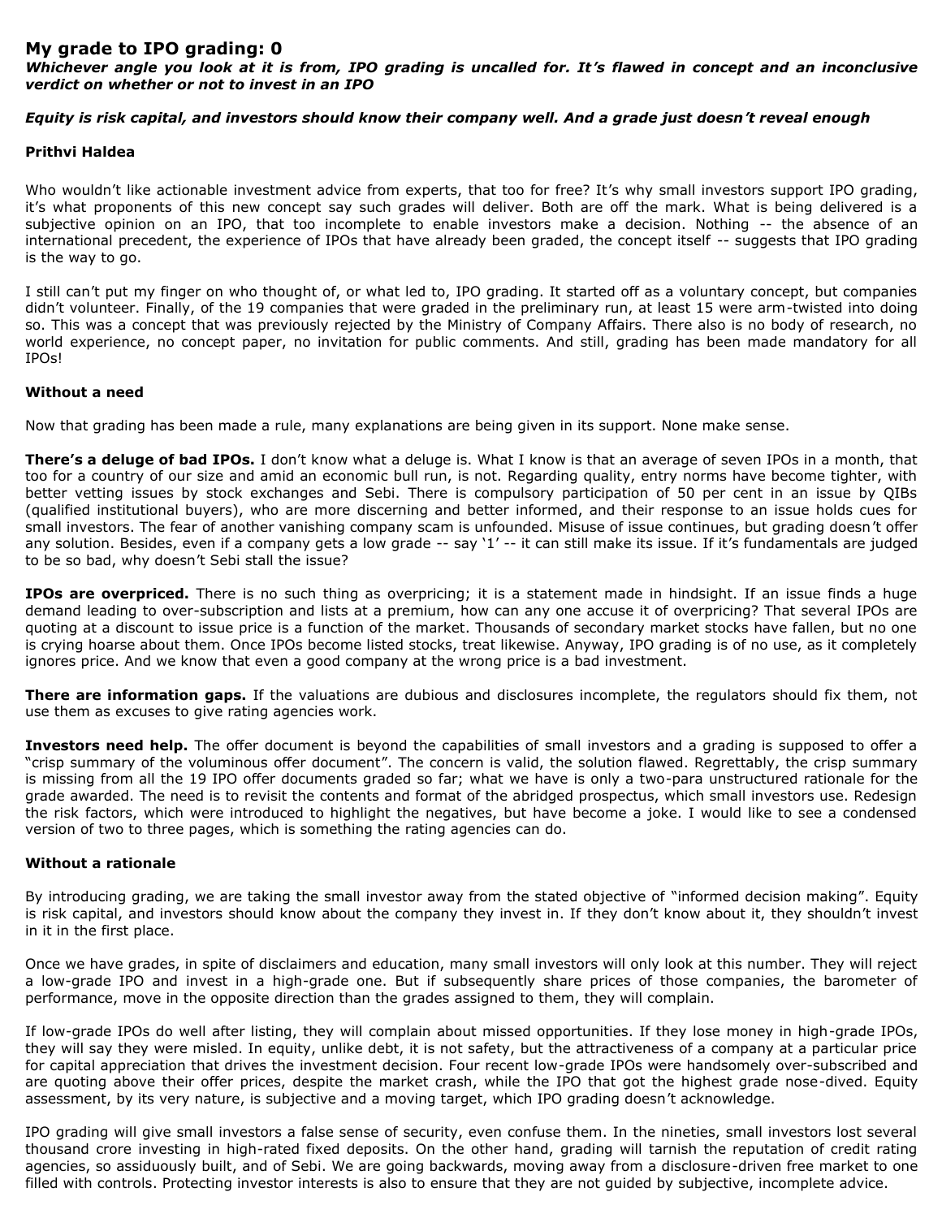# My grade to IPO grading: 0

***Whichever angle you look at it is from, IPO grading is uncalled for. It's flawed in concept and an inconclusive verdict on whether or not to invest in an IPO***

***Equity is risk capital, and investors should know their company well. And a grade just doesn't reveal enough***

**Prithvi Haldea**

Who wouldn't like actionable investment advice from experts, that too for free? It's why small investors support IPO grading, it's what proponents of this new concept say such grades will deliver. Both are off the mark. What is being delivered is a subjective opinion on an IPO, that too incomplete to enable investors make a decision. Nothing -- the absence of an international precedent, the experience of IPOs that have already been graded, the concept itself -- suggests that IPO grading is the way to go.

I still can't put my finger on who thought of, or what led to, IPO grading. It started off as a voluntary concept, but companies didn't volunteer. Finally, of the 19 companies that were graded in the preliminary run, at least 15 were arm-twisted into doing so. This was a concept that was previously rejected by the Ministry of Company Affairs. There also is no body of research, no world experience, no concept paper, no invitation for public comments. And still, grading has been made mandatory for all IPOs!

### Without a need

Now that grading has been made a rule, many explanations are being given in its support. None make sense.

**There's a deluge of bad IPOs.** I don't know what a deluge is. What I know is that an average of seven IPOs in a month, that too for a country of our size and amid an economic bull run, is not. Regarding quality, entry norms have become tighter, with better vetting issues by stock exchanges and Sebi. There is compulsory participation of 50 per cent in an issue by QIBs (qualified institutional buyers), who are more discerning and better informed, and their response to an issue holds cues for small investors. The fear of another vanishing company scam is unfounded. Misuse of issue continues, but grading doesn't offer any solution. Besides, even if a company gets a low grade -- say '1' -- it can still make its issue. If it's fundamentals are judged to be so bad, why doesn't Sebi stall the issue?

**IPOs are overpriced.** There is no such thing as overpricing; it is a statement made in hindsight. If an issue finds a huge demand leading to over-subscription and lists at a premium, how can any one accuse it of overpricing? That several IPOs are quoting at a discount to issue price is a function of the market. Thousands of secondary market stocks have fallen, but no one is crying hoarse about them. Once IPOs become listed stocks, treat likewise. Anyway, IPO grading is of no use, as it completely ignores price. And we know that even a good company at the wrong price is a bad investment.

**There are information gaps.** If the valuations are dubious and disclosures incomplete, the regulators should fix them, not use them as excuses to give rating agencies work.

**Investors need help.** The offer document is beyond the capabilities of small investors and a grading is supposed to offer a "crisp summary of the voluminous offer document". The concern is valid, the solution flawed. Regrettably, the crisp summary is missing from all the 19 IPO offer documents graded so far; what we have is only a two-para unstructured rationale for the grade awarded. The need is to revisit the contents and format of the abridged prospectus, which small investors use. Redesign the risk factors, which were introduced to highlight the negatives, but have become a joke. I would like to see a condensed version of two to three pages, which is something the rating agencies can do.

### Without a rationale

By introducing grading, we are taking the small investor away from the stated objective of "informed decision making". Equity is risk capital, and investors should know about the company they invest in. If they don't know about it, they shouldn't invest in it in the first place.

Once we have grades, in spite of disclaimers and education, many small investors will only look at this number. They will reject a low-grade IPO and invest in a high-grade one. But if subsequently share prices of those companies, the barometer of performance, move in the opposite direction than the grades assigned to them, they will complain.

If low-grade IPOs do well after listing, they will complain about missed opportunities. If they lose money in high-grade IPOs, they will say they were misled. In equity, unlike debt, it is not safety, but the attractiveness of a company at a particular price for capital appreciation that drives the investment decision. Four recent low-grade IPOs were handsomely over-subscribed and are quoting above their offer prices, despite the market crash, while the IPO that got the highest grade nose-dived. Equity assessment, by its very nature, is subjective and a moving target, which IPO grading doesn't acknowledge.

IPO grading will give small investors a false sense of security, even confuse them. In the nineties, small investors lost several thousand crore investing in high-rated fixed deposits. On the other hand, grading will tarnish the reputation of credit rating agencies, so assiduously built, and of Sebi. We are going backwards, moving away from a disclosure-driven free market to one filled with controls. Protecting investor interests is also to ensure that they are not guided by subjective, incomplete advice.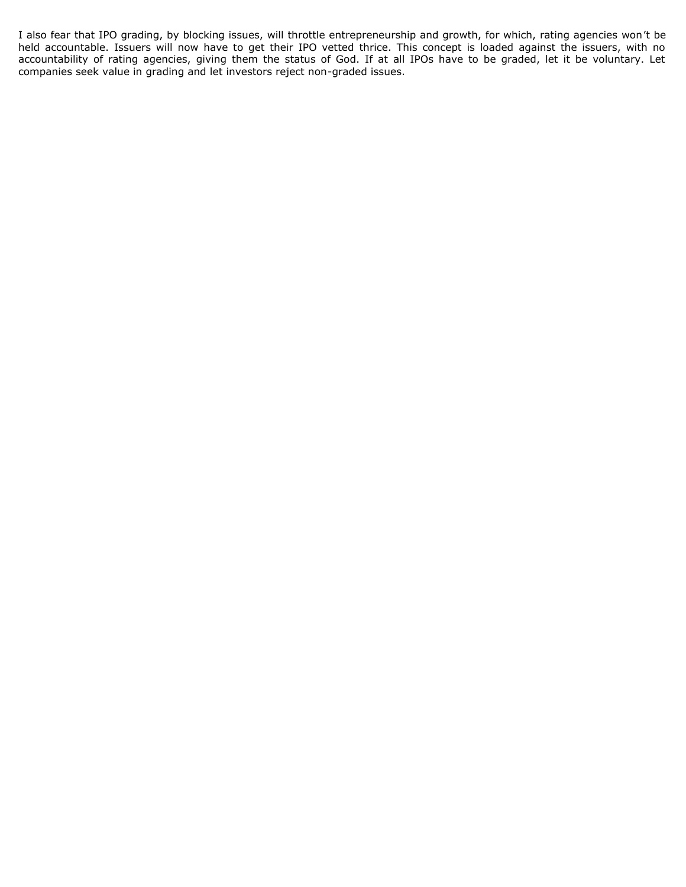I also fear that IPO grading, by blocking issues, will throttle entrepreneurship and growth, for which, rating agencies won't be held accountable. Issuers will now have to get their IPO vetted thrice. This concept is loaded against the issuers, with no accountability of rating agencies, giving them the status of God. If at all IPOs have to be graded, let it be voluntary. Let companies seek value in grading and let investors reject non-graded issues.